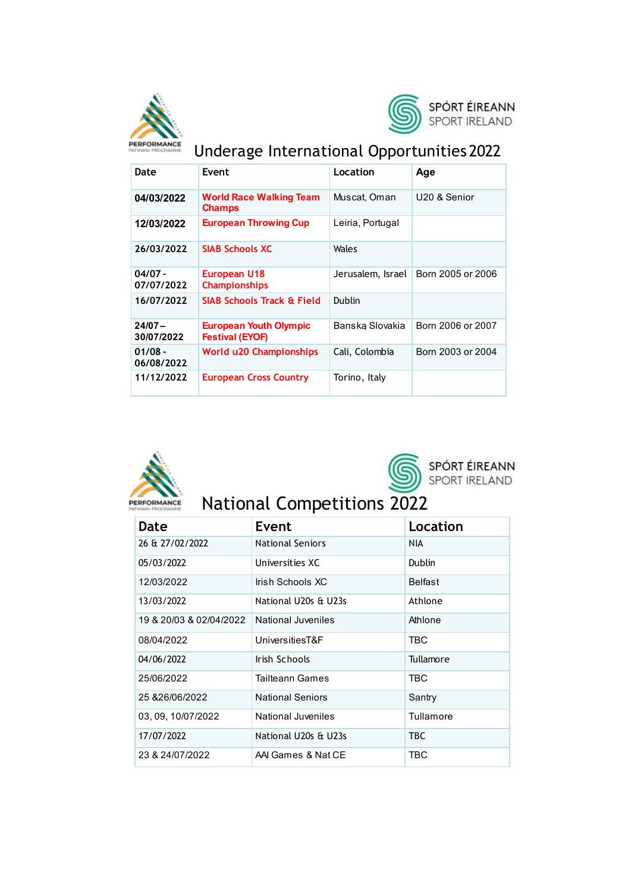# Underage International Opportunities 2022

| Date | Event | Location | Age |
|---|---|---|---|
| 04/03/2022 | World Race Walking Team Champs | Muscat, Oman | U20 & Senior |
| 12/03/2022 | European Throwing Cup | Leiria, Portugal | |
| 26/03/2022 | SIAB Schools XC | Wales | |
| 04/07 - 07/07/2022 | European U18 Championships | Jerusalem, Israel | Born 2005 or 2006 |
| 16/07/2022 | SIAB Schools Track & Field | Dublin | |
| 24/07 – 30/07/2022 | European Youth Olympic Festival (EYOF) | Banską Slovakia | Born 2006 or 2007 |
| 01/08 - 06/08/2022 | World u20 Championships | Cali, Colombia | Born 2003 or 2004 |
| 11/12/2022 | European Cross Country | Torino, Italy | |

# National Competitions 2022

| Date | Event | Location |
|---|---|---|
| 26 & 27/02/2022 | National Seniors | NIA |
| 05/03/2022 | Universities XC | Dublin |
| 12/03/2022 | Irish Schools XC | Belfast |
| 13/03/2022 | National U20s & U23s | Athlone |
| 19 & 20/03 & 02/04/2022 | National Juveniles | Athlone |
| 08/04/2022 | UniversitiesT&F | TBC |
| 04/06/2022 | Irish Schools | Tullamore |
| 25/06/2022 | Tailteann Games | TBC |
| 25 &26/06/2022 | National Seniors | Santry |
| 03, 09, 10/07/2022 | National Juveniles | Tullamore |
| 17/07/2022 | National U20s & U23s | TBC |
| 23 & 24/07/2022 | AAI Games & Nat CE | TBC |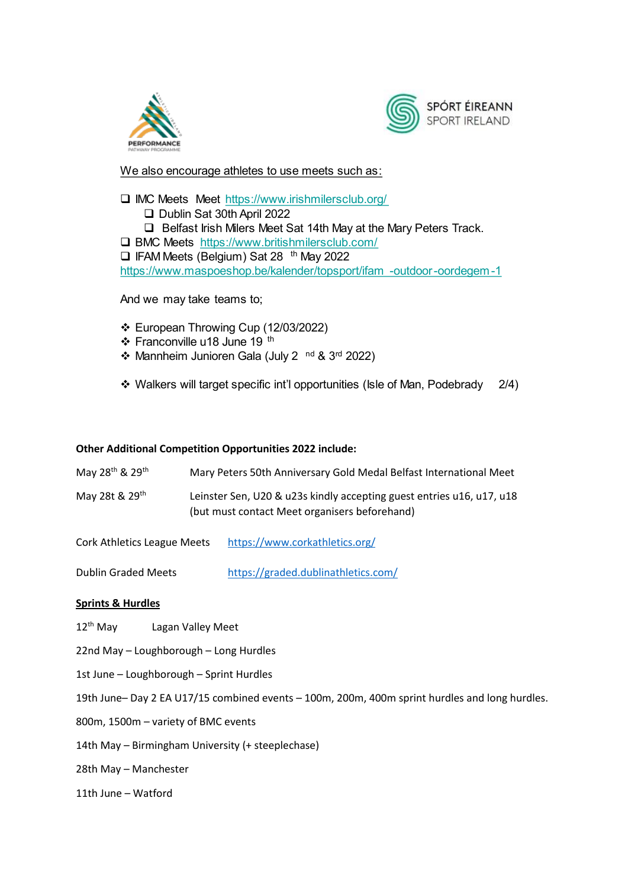We also encourage athletes to use meets such as:

- IMC Meets Meet https://www.irishmilersclub.org/
  - Dublin Sat 30th April 2022
  - Belfast Irish Milers Meet Sat 14th May at the Mary Peters Track.
- BMC Meets https://www.britishmilersclub.com/
- IFAM Meets (Belgium) Sat 28th May 2022 https://www.maspoeshop.be/kalender/topsport/ifam-outdoor-oordegem-1

And we may take teams to;

- European Throwing Cup (12/03/2022)
- Franconville u18 June 19th
- Mannheim Junioren Gala (July 2nd & 3rd 2022)

- Walkers will target specific int'l opportunities (Isle of Man, Podebrady 2/4)

**Other Additional Competition Opportunities 2022 include:**

May 28th & 29th — Mary Peters 50th Anniversary Gold Medal Belfast International Meet

May 28t & 29th — Leinster Sen, U20 & u23s kindly accepting guest entries u16, u17, u18 (but must contact Meet organisers beforehand)

Cork Athletics League Meets https://www.corkathletics.org/

Dublin Graded Meets https://graded.dublinathletics.com/

**Sprints & Hurdles**

12th May Lagan Valley Meet

22nd May – Loughborough – Long Hurdles

1st June – Loughborough – Sprint Hurdles

19th June– Day 2 EA U17/15 combined events – 100m, 200m, 400m sprint hurdles and long hurdles.

800m, 1500m – variety of BMC events

14th May – Birmingham University (+ steeplechase)

28th May – Manchester

11th June – Watford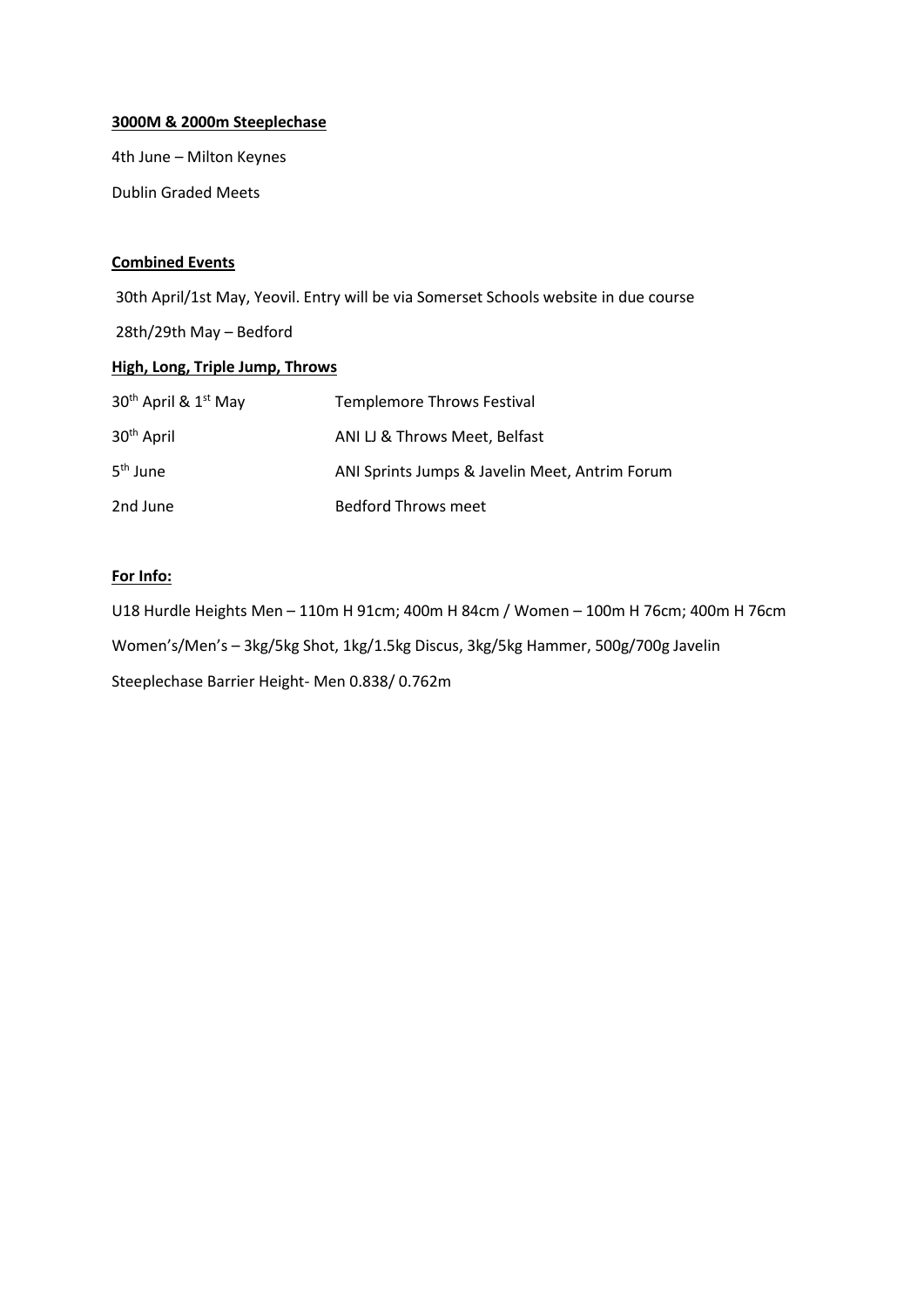**3000M & 2000m Steeplechase**

4th June – Milton Keynes

Dublin Graded Meets

**Combined Events**

30th April/1st May, Yeovil. Entry will be via Somerset Schools website in due course

28th/29th May – Bedford

**High, Long, Triple Jump, Throws**

| | |
|---|---|
| 30th April & 1st May | Templemore Throws Festival |
| 30th April | ANI LJ & Throws Meet, Belfast |
| 5th June | ANI Sprints Jumps & Javelin Meet, Antrim Forum |
| 2nd June | Bedford Throws meet |

**For Info:**

U18 Hurdle Heights Men – 110m H 91cm; 400m H 84cm / Women – 100m H 76cm; 400m H 76cm

Women's/Men's – 3kg/5kg Shot, 1kg/1.5kg Discus, 3kg/5kg Hammer, 500g/700g Javelin

Steeplechase Barrier Height- Men 0.838/ 0.762m